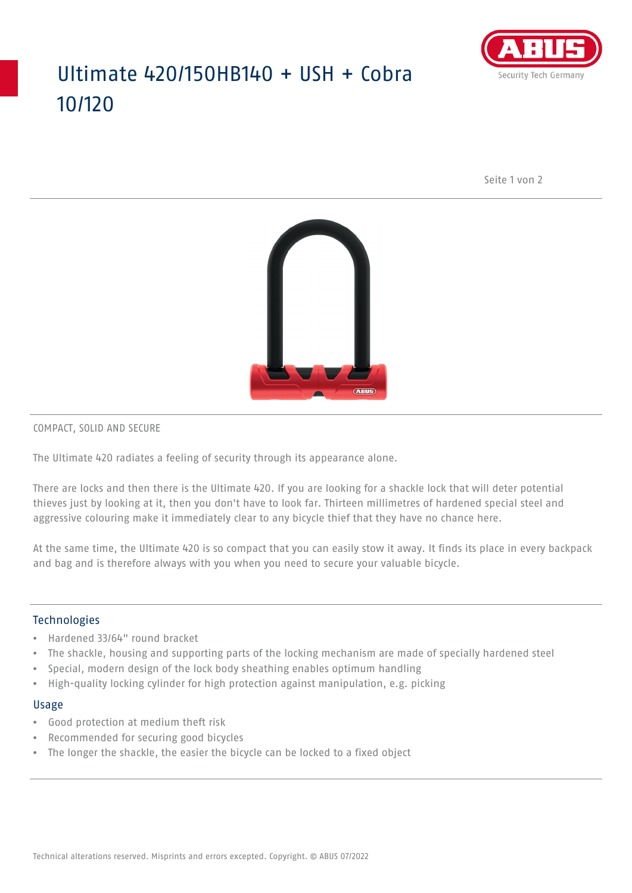# Ultimate 420/150HB140 + USH + Cobra 10/120

COMPACT, SOLID AND SECURE

The Ultimate 420 radiates a feeling of security through its appearance alone.

There are locks and then there is the Ultimate 420. If you are looking for a shackle lock that will deter potential thieves just by looking at it, then you don't have to look far. Thirteen millimetres of hardened special steel and aggressive colouring make it immediately clear to any bicycle thief that they have no chance here.

At the same time, the Ultimate 420 is so compact that you can easily stow it away. It finds its place in every backpack and bag and is therefore always with you when you need to secure your valuable bicycle.

## Technologies

- Hardened 33/64" round bracket
- The shackle, housing and supporting parts of the locking mechanism are made of specially hardened steel
- Special, modern design of the lock body sheathing enables optimum handling
- High-quality locking cylinder for high protection against manipulation, e.g. picking

## Usage

- Good protection at medium theft risk
- Recommended for securing good bicycles
- The longer the shackle, the easier the bicycle can be locked to a fixed object

Technical alterations reserved. Misprints and errors excepted. Copyright. © ABUS 07/2022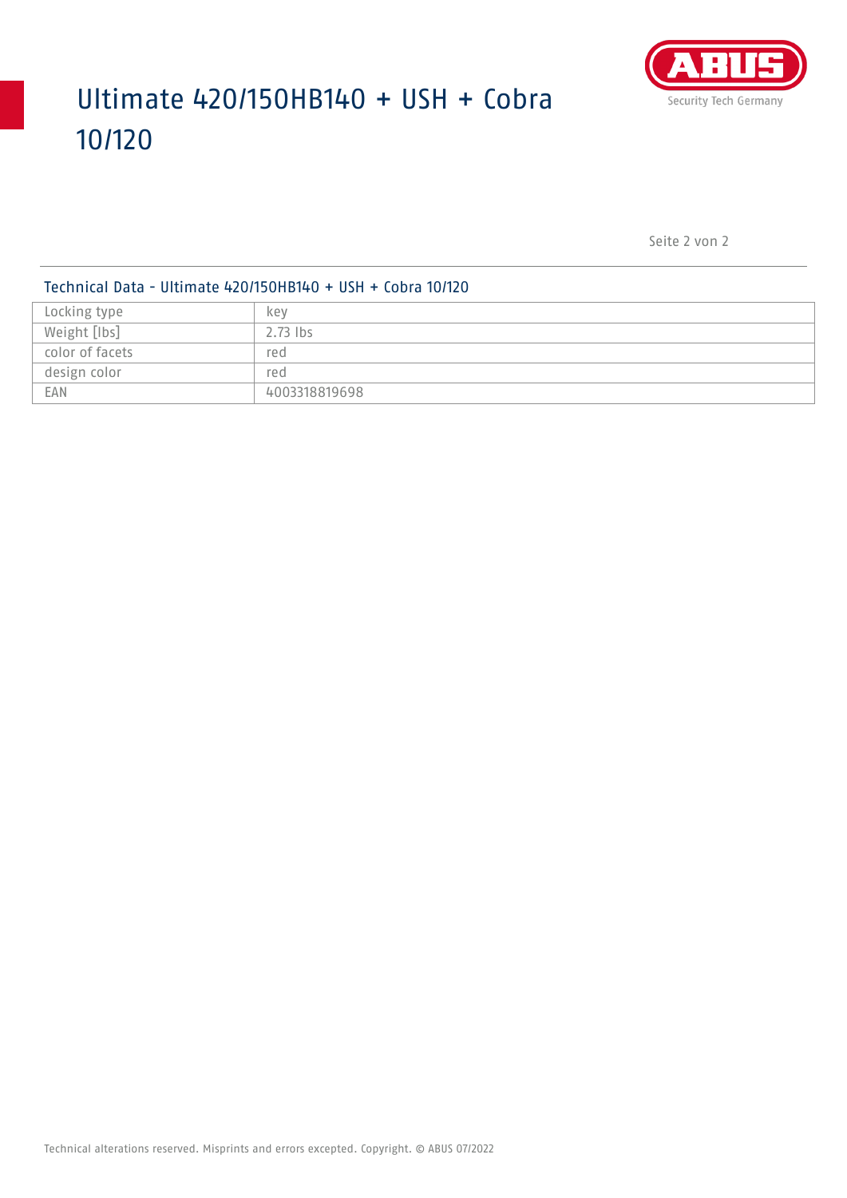# Ultimate 420/150HB140 + USH + Cobra 10/120

## Technical Data - Ultimate 420/150HB140 + USH + Cobra 10/120

| | |
|---|---|
| Locking type | key |
| Weight [lbs] | 2.73 lbs |
| color of facets | red |
| design color | red |
| EAN | 4003318819698 |

Technical alterations reserved. Misprints and errors excepted. Copyright. © ABUS 07/2022